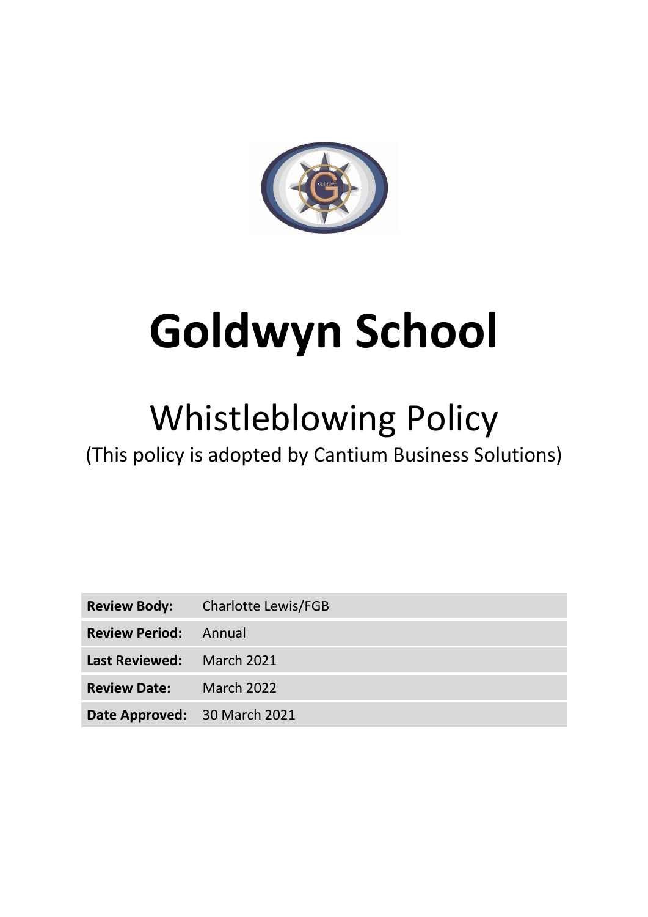# Goldwyn School

## Whistleblowing Policy

(This policy is adopted by Cantium Business Solutions)

| | |
|---|---|
| **Review Body:** | Charlotte Lewis/FGB |
| **Review Period:** | Annual |
| **Last Reviewed:** | March 2021 |
| **Review Date:** | March 2022 |
| **Date Approved:** | 30 March 2021 |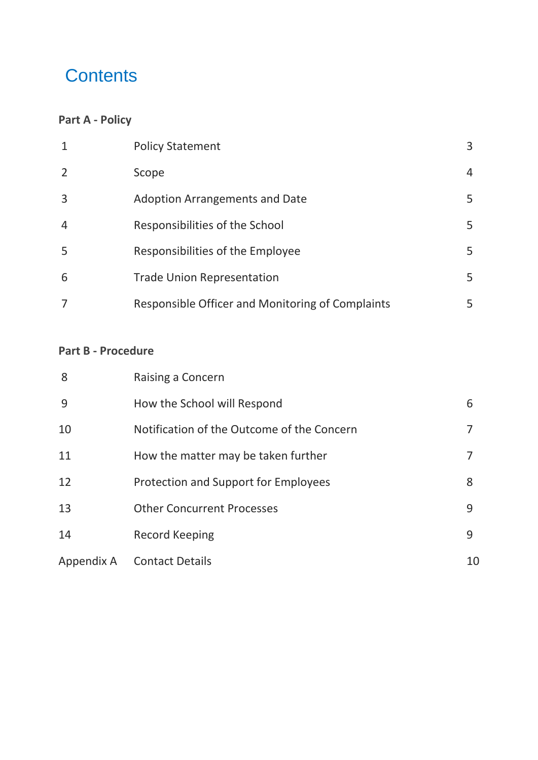# Contents

**Part A - Policy**

| | | |
|---|---|---|
| 1 | Policy Statement | 3 |
| 2 | Scope | 4 |
| 3 | Adoption Arrangements and Date | 5 |
| 4 | Responsibilities of the School | 5 |
| 5 | Responsibilities of the Employee | 5 |
| 6 | Trade Union Representation | 5 |
| 7 | Responsible Officer and Monitoring of Complaints | 5 |

**Part B - Procedure**

| | | |
|---|---|---|
| 8 | Raising a Concern | |
| 9 | How the School will Respond | 6 |
| 10 | Notification of the Outcome of the Concern | 7 |
| 11 | How the matter may be taken further | 7 |
| 12 | Protection and Support for Employees | 8 |
| 13 | Other Concurrent Processes | 9 |
| 14 | Record Keeping | 9 |
| Appendix A | Contact Details | 10 |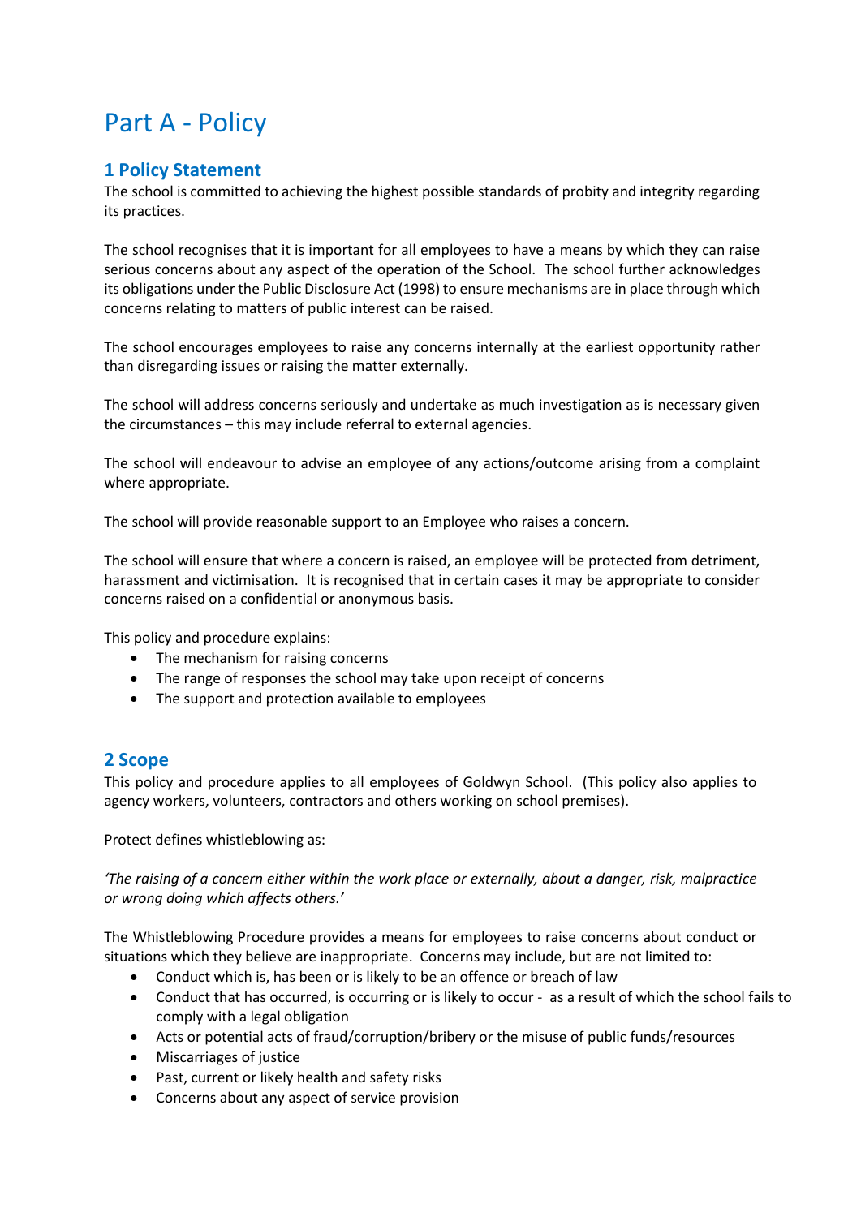# Part A - Policy

## 1 Policy Statement

The school is committed to achieving the highest possible standards of probity and integrity regarding its practices.

The school recognises that it is important for all employees to have a means by which they can raise serious concerns about any aspect of the operation of the School. The school further acknowledges its obligations under the Public Disclosure Act (1998) to ensure mechanisms are in place through which concerns relating to matters of public interest can be raised.

The school encourages employees to raise any concerns internally at the earliest opportunity rather than disregarding issues or raising the matter externally.

The school will address concerns seriously and undertake as much investigation as is necessary given the circumstances – this may include referral to external agencies.

The school will endeavour to advise an employee of any actions/outcome arising from a complaint where appropriate.

The school will provide reasonable support to an Employee who raises a concern.

The school will ensure that where a concern is raised, an employee will be protected from detriment, harassment and victimisation. It is recognised that in certain cases it may be appropriate to consider concerns raised on a confidential or anonymous basis.

This policy and procedure explains:

- The mechanism for raising concerns
- The range of responses the school may take upon receipt of concerns
- The support and protection available to employees

## 2 Scope

This policy and procedure applies to all employees of Goldwyn School. (This policy also applies to agency workers, volunteers, contractors and others working on school premises).

Protect defines whistleblowing as:

*'The raising of a concern either within the work place or externally, about a danger, risk, malpractice or wrong doing which affects others.'*

The Whistleblowing Procedure provides a means for employees to raise concerns about conduct or situations which they believe are inappropriate. Concerns may include, but are not limited to:

- Conduct which is, has been or is likely to be an offence or breach of law
- Conduct that has occurred, is occurring or is likely to occur - as a result of which the school fails to comply with a legal obligation
- Acts or potential acts of fraud/corruption/bribery or the misuse of public funds/resources
- Miscarriages of justice
- Past, current or likely health and safety risks
- Concerns about any aspect of service provision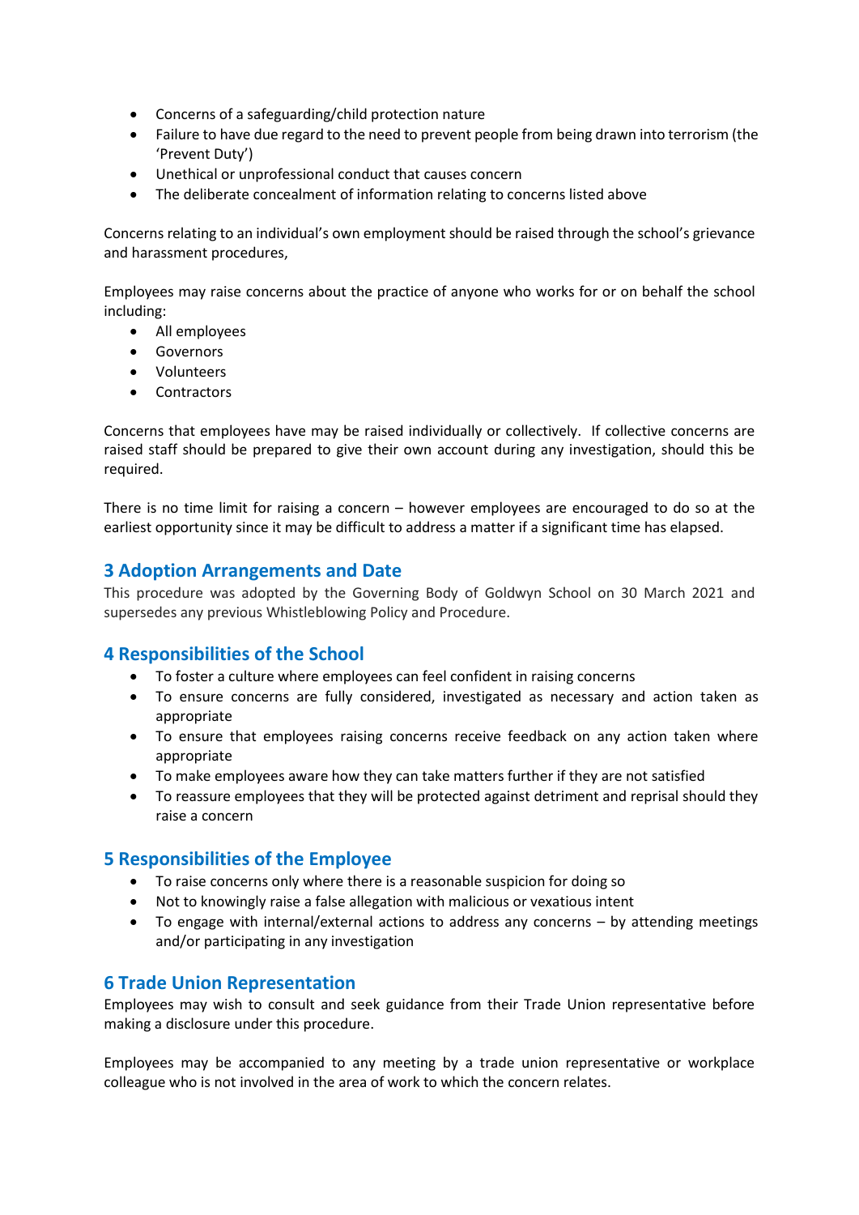- Concerns of a safeguarding/child protection nature
- Failure to have due regard to the need to prevent people from being drawn into terrorism (the 'Prevent Duty')
- Unethical or unprofessional conduct that causes concern
- The deliberate concealment of information relating to concerns listed above

Concerns relating to an individual's own employment should be raised through the school's grievance and harassment procedures,

Employees may raise concerns about the practice of anyone who works for or on behalf the school including:

- All employees
- Governors
- Volunteers
- Contractors

Concerns that employees have may be raised individually or collectively. If collective concerns are raised staff should be prepared to give their own account during any investigation, should this be required.

There is no time limit for raising a concern – however employees are encouraged to do so at the earliest opportunity since it may be difficult to address a matter if a significant time has elapsed.

## 3 Adoption Arrangements and Date

This procedure was adopted by the Governing Body of Goldwyn School on 30 March 2021 and supersedes any previous Whistleblowing Policy and Procedure.

## 4 Responsibilities of the School

- To foster a culture where employees can feel confident in raising concerns
- To ensure concerns are fully considered, investigated as necessary and action taken as appropriate
- To ensure that employees raising concerns receive feedback on any action taken where appropriate
- To make employees aware how they can take matters further if they are not satisfied
- To reassure employees that they will be protected against detriment and reprisal should they raise a concern

## 5 Responsibilities of the Employee

- To raise concerns only where there is a reasonable suspicion for doing so
- Not to knowingly raise a false allegation with malicious or vexatious intent
- To engage with internal/external actions to address any concerns – by attending meetings and/or participating in any investigation

## 6 Trade Union Representation

Employees may wish to consult and seek guidance from their Trade Union representative before making a disclosure under this procedure.

Employees may be accompanied to any meeting by a trade union representative or workplace colleague who is not involved in the area of work to which the concern relates.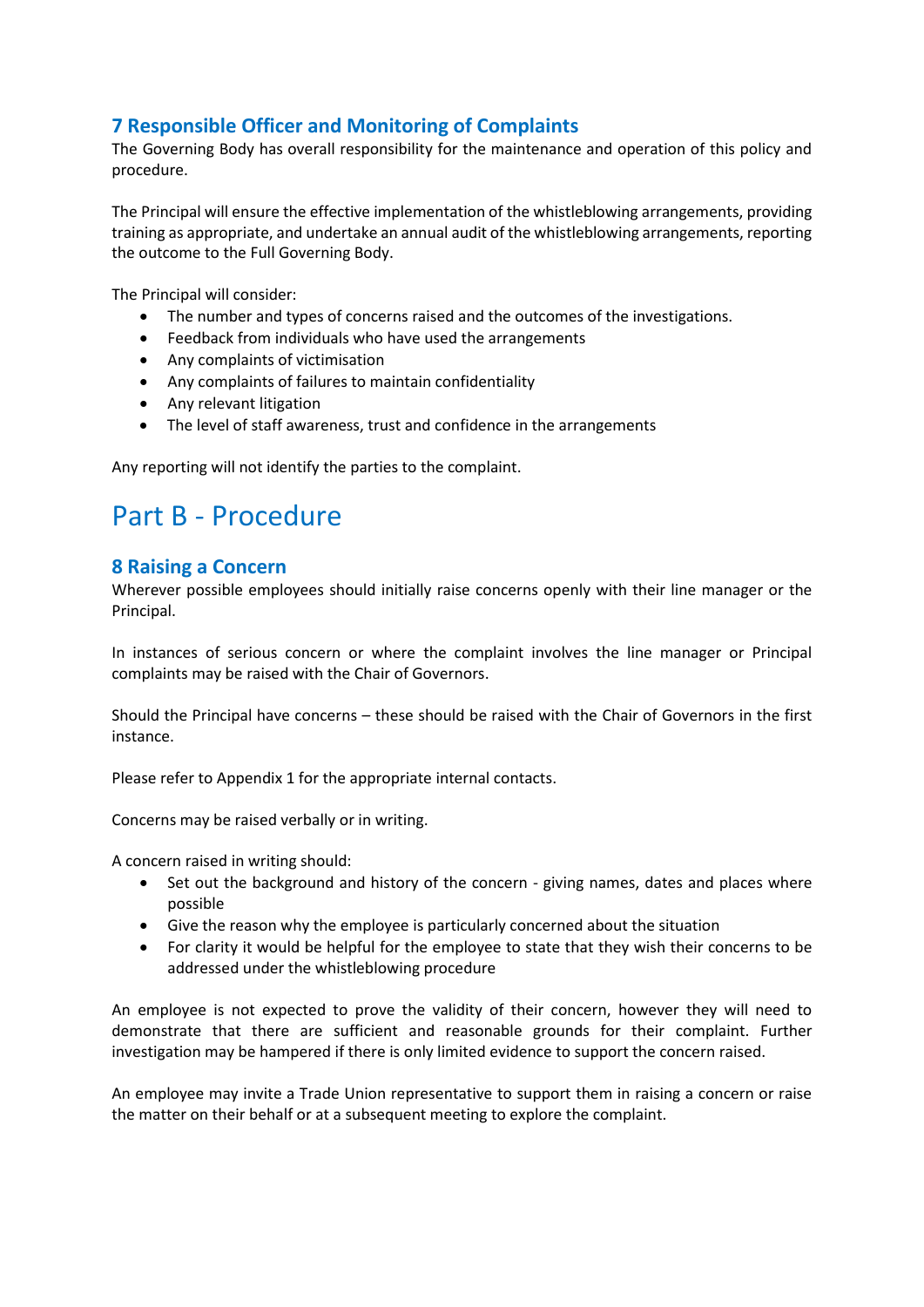## 7 Responsible Officer and Monitoring of Complaints

The Governing Body has overall responsibility for the maintenance and operation of this policy and procedure.

The Principal will ensure the effective implementation of the whistleblowing arrangements, providing training as appropriate, and undertake an annual audit of the whistleblowing arrangements, reporting the outcome to the Full Governing Body.

The Principal will consider:

- The number and types of concerns raised and the outcomes of the investigations.
- Feedback from individuals who have used the arrangements
- Any complaints of victimisation
- Any complaints of failures to maintain confidentiality
- Any relevant litigation
- The level of staff awareness, trust and confidence in the arrangements

Any reporting will not identify the parties to the complaint.

# Part B - Procedure

## 8 Raising a Concern

Wherever possible employees should initially raise concerns openly with their line manager or the Principal.

In instances of serious concern or where the complaint involves the line manager or Principal complaints may be raised with the Chair of Governors.

Should the Principal have concerns – these should be raised with the Chair of Governors in the first instance.

Please refer to Appendix 1 for the appropriate internal contacts.

Concerns may be raised verbally or in writing.

A concern raised in writing should:

- Set out the background and history of the concern - giving names, dates and places where possible
- Give the reason why the employee is particularly concerned about the situation
- For clarity it would be helpful for the employee to state that they wish their concerns to be addressed under the whistleblowing procedure

An employee is not expected to prove the validity of their concern, however they will need to demonstrate that there are sufficient and reasonable grounds for their complaint. Further investigation may be hampered if there is only limited evidence to support the concern raised.

An employee may invite a Trade Union representative to support them in raising a concern or raise the matter on their behalf or at a subsequent meeting to explore the complaint.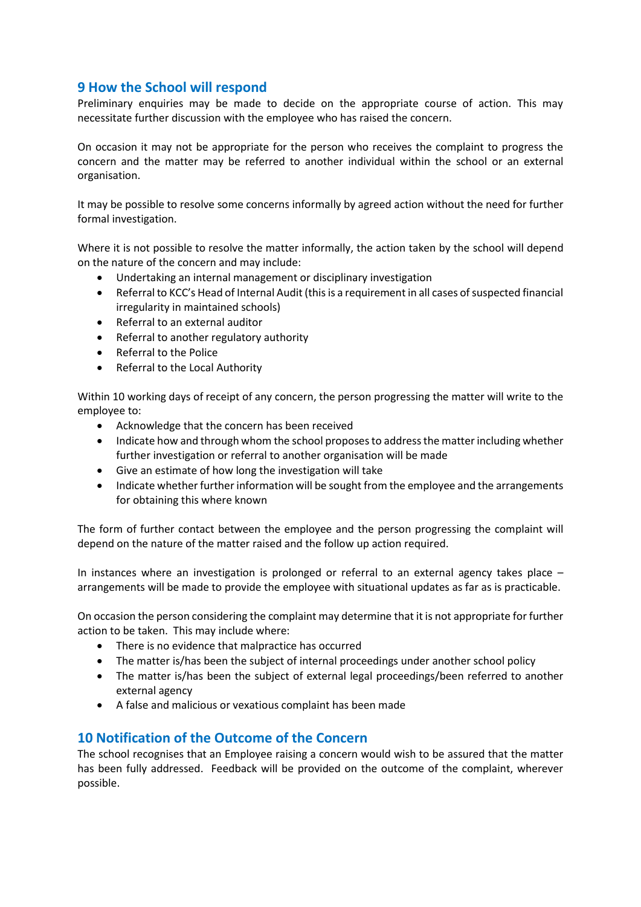## 9 How the School will respond

Preliminary enquiries may be made to decide on the appropriate course of action. This may necessitate further discussion with the employee who has raised the concern.

On occasion it may not be appropriate for the person who receives the complaint to progress the concern and the matter may be referred to another individual within the school or an external organisation.

It may be possible to resolve some concerns informally by agreed action without the need for further formal investigation.

Where it is not possible to resolve the matter informally, the action taken by the school will depend on the nature of the concern and may include:

- Undertaking an internal management or disciplinary investigation
- Referral to KCC's Head of Internal Audit (this is a requirement in all cases of suspected financial irregularity in maintained schools)
- Referral to an external auditor
- Referral to another regulatory authority
- Referral to the Police
- Referral to the Local Authority

Within 10 working days of receipt of any concern, the person progressing the matter will write to the employee to:

- Acknowledge that the concern has been received
- Indicate how and through whom the school proposes to address the matter including whether further investigation or referral to another organisation will be made
- Give an estimate of how long the investigation will take
- Indicate whether further information will be sought from the employee and the arrangements for obtaining this where known

The form of further contact between the employee and the person progressing the complaint will depend on the nature of the matter raised and the follow up action required.

In instances where an investigation is prolonged or referral to an external agency takes place – arrangements will be made to provide the employee with situational updates as far as is practicable.

On occasion the person considering the complaint may determine that it is not appropriate for further action to be taken. This may include where:

- There is no evidence that malpractice has occurred
- The matter is/has been the subject of internal proceedings under another school policy
- The matter is/has been the subject of external legal proceedings/been referred to another external agency
- A false and malicious or vexatious complaint has been made

## 10 Notification of the Outcome of the Concern

The school recognises that an Employee raising a concern would wish to be assured that the matter has been fully addressed. Feedback will be provided on the outcome of the complaint, wherever possible.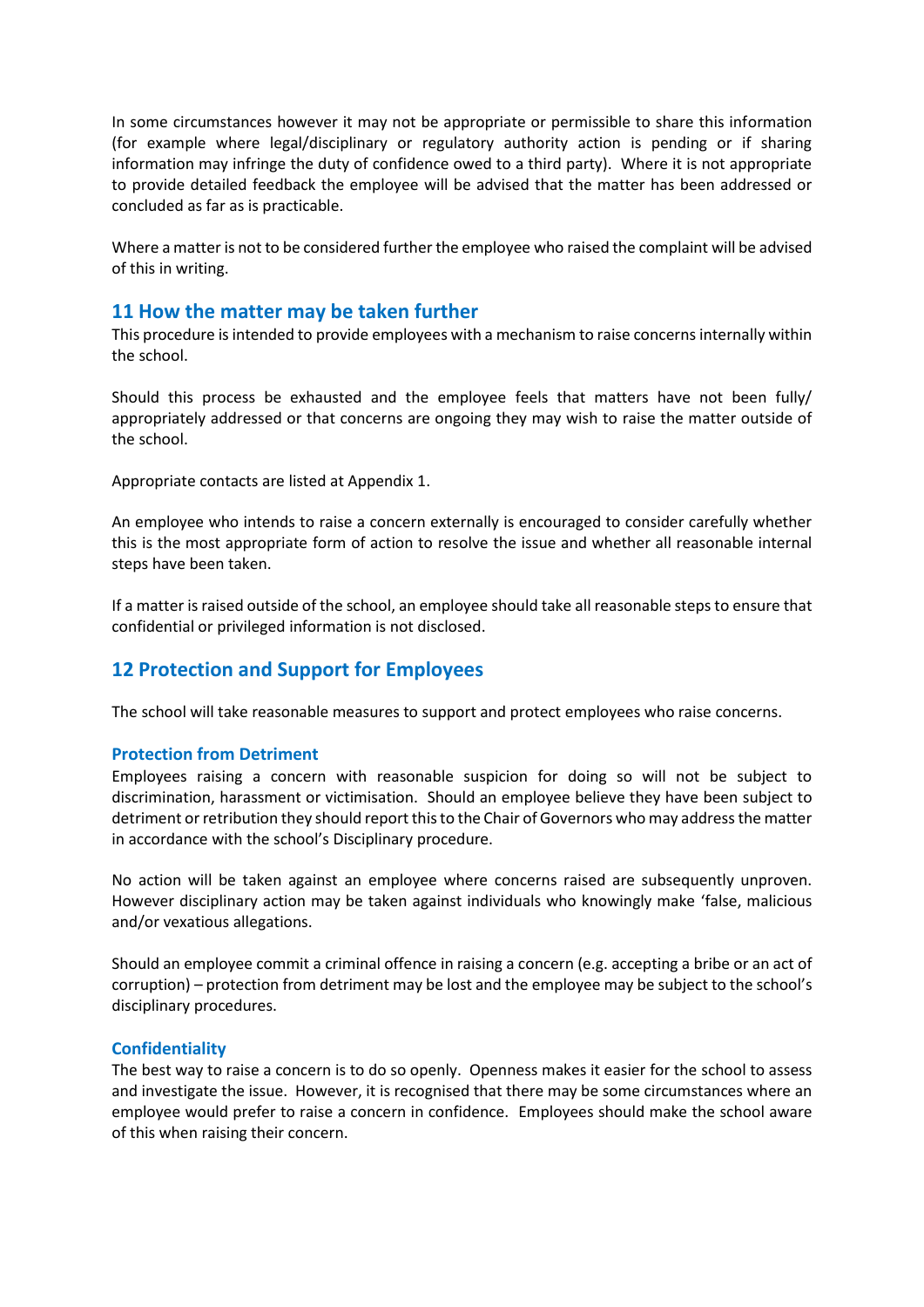In some circumstances however it may not be appropriate or permissible to share this information (for example where legal/disciplinary or regulatory authority action is pending or if sharing information may infringe the duty of confidence owed to a third party). Where it is not appropriate to provide detailed feedback the employee will be advised that the matter has been addressed or concluded as far as is practicable.

Where a matter is not to be considered further the employee who raised the complaint will be advised of this in writing.

## 11 How the matter may be taken further

This procedure is intended to provide employees with a mechanism to raise concerns internally within the school.

Should this process be exhausted and the employee feels that matters have not been fully/ appropriately addressed or that concerns are ongoing they may wish to raise the matter outside of the school.

Appropriate contacts are listed at Appendix 1.

An employee who intends to raise a concern externally is encouraged to consider carefully whether this is the most appropriate form of action to resolve the issue and whether all reasonable internal steps have been taken.

If a matter is raised outside of the school, an employee should take all reasonable steps to ensure that confidential or privileged information is not disclosed.

## 12 Protection and Support for Employees

The school will take reasonable measures to support and protect employees who raise concerns.

### Protection from Detriment

Employees raising a concern with reasonable suspicion for doing so will not be subject to discrimination, harassment or victimisation. Should an employee believe they have been subject to detriment or retribution they should report this to the Chair of Governors who may address the matter in accordance with the school's Disciplinary procedure.

No action will be taken against an employee where concerns raised are subsequently unproven. However disciplinary action may be taken against individuals who knowingly make 'false, malicious and/or vexatious allegations.

Should an employee commit a criminal offence in raising a concern (e.g. accepting a bribe or an act of corruption) – protection from detriment may be lost and the employee may be subject to the school's disciplinary procedures.

### Confidentiality

The best way to raise a concern is to do so openly. Openness makes it easier for the school to assess and investigate the issue. However, it is recognised that there may be some circumstances where an employee would prefer to raise a concern in confidence. Employees should make the school aware of this when raising their concern.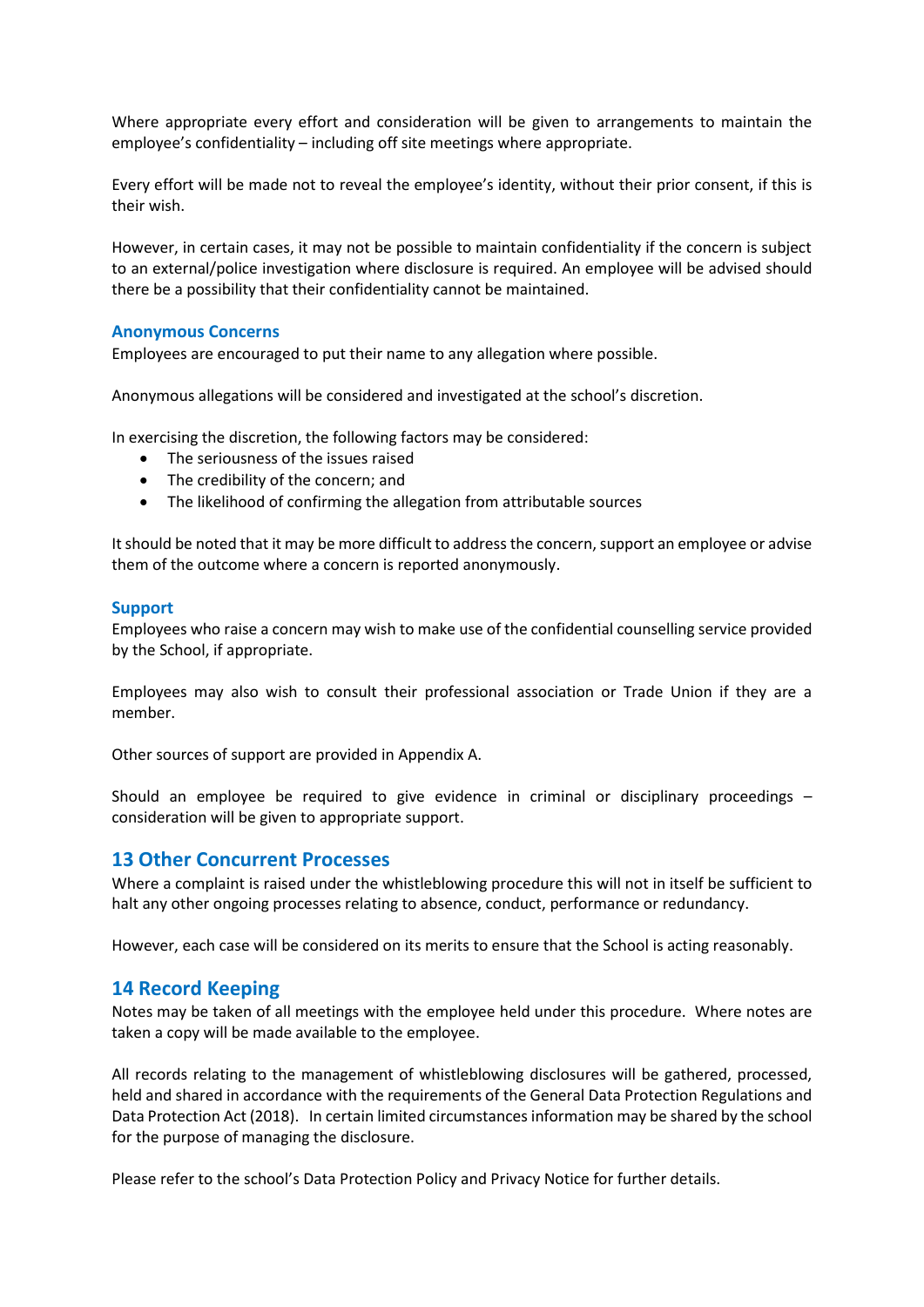Where appropriate every effort and consideration will be given to arrangements to maintain the employee's confidentiality – including off site meetings where appropriate.

Every effort will be made not to reveal the employee's identity, without their prior consent, if this is their wish.

However, in certain cases, it may not be possible to maintain confidentiality if the concern is subject to an external/police investigation where disclosure is required. An employee will be advised should there be a possibility that their confidentiality cannot be maintained.

### Anonymous Concerns

Employees are encouraged to put their name to any allegation where possible.

Anonymous allegations will be considered and investigated at the school's discretion.

In exercising the discretion, the following factors may be considered:

- The seriousness of the issues raised
- The credibility of the concern; and
- The likelihood of confirming the allegation from attributable sources

It should be noted that it may be more difficult to address the concern, support an employee or advise them of the outcome where a concern is reported anonymously.

### Support

Employees who raise a concern may wish to make use of the confidential counselling service provided by the School, if appropriate.

Employees may also wish to consult their professional association or Trade Union if they are a member.

Other sources of support are provided in Appendix A.

Should an employee be required to give evidence in criminal or disciplinary proceedings – consideration will be given to appropriate support.

## 13 Other Concurrent Processes

Where a complaint is raised under the whistleblowing procedure this will not in itself be sufficient to halt any other ongoing processes relating to absence, conduct, performance or redundancy.

However, each case will be considered on its merits to ensure that the School is acting reasonably.

## 14 Record Keeping

Notes may be taken of all meetings with the employee held under this procedure. Where notes are taken a copy will be made available to the employee.

All records relating to the management of whistleblowing disclosures will be gathered, processed, held and shared in accordance with the requirements of the General Data Protection Regulations and Data Protection Act (2018). In certain limited circumstances information may be shared by the school for the purpose of managing the disclosure.

Please refer to the school's Data Protection Policy and Privacy Notice for further details.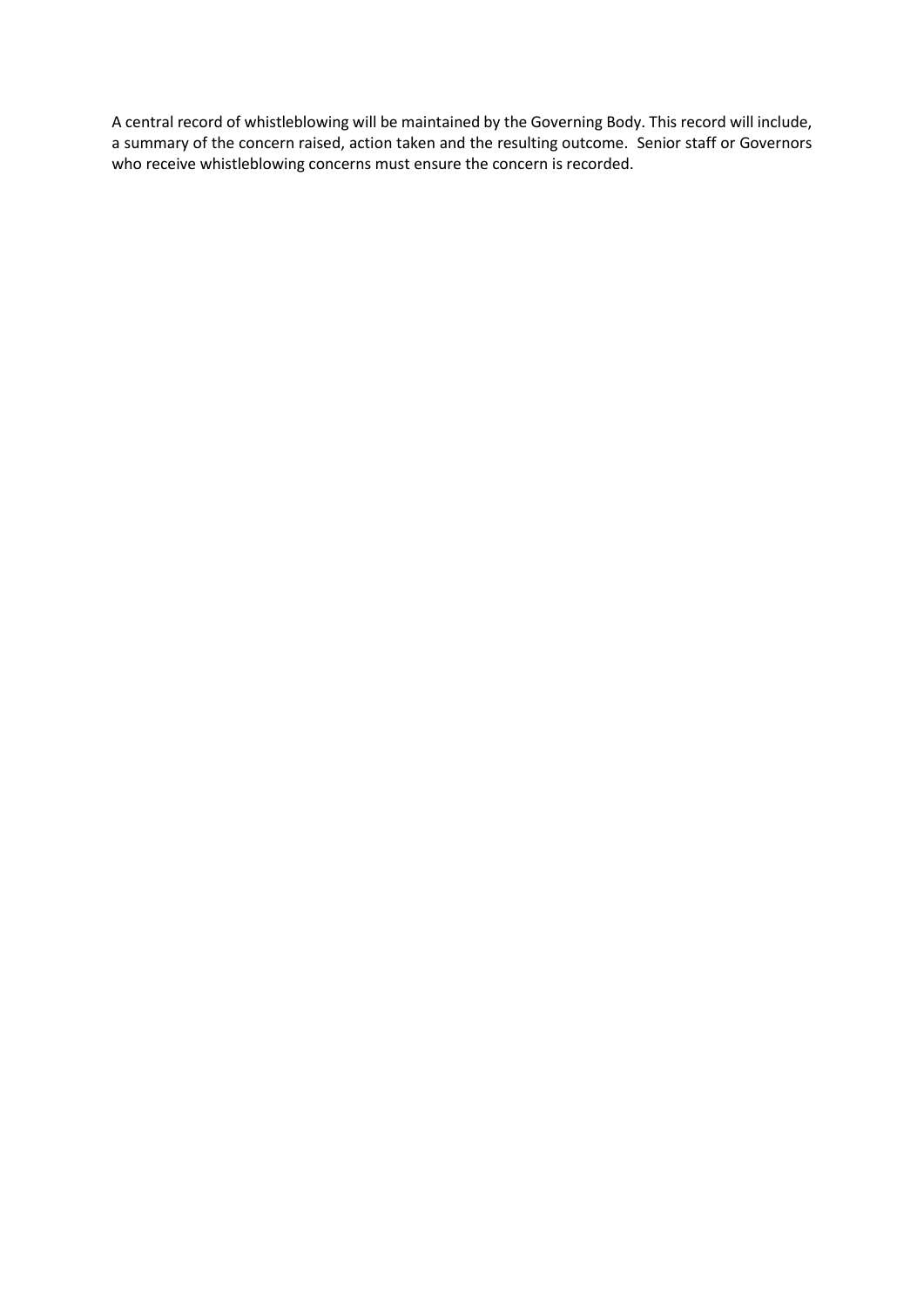A central record of whistleblowing will be maintained by the Governing Body. This record will include, a summary of the concern raised, action taken and the resulting outcome. Senior staff or Governors who receive whistleblowing concerns must ensure the concern is recorded.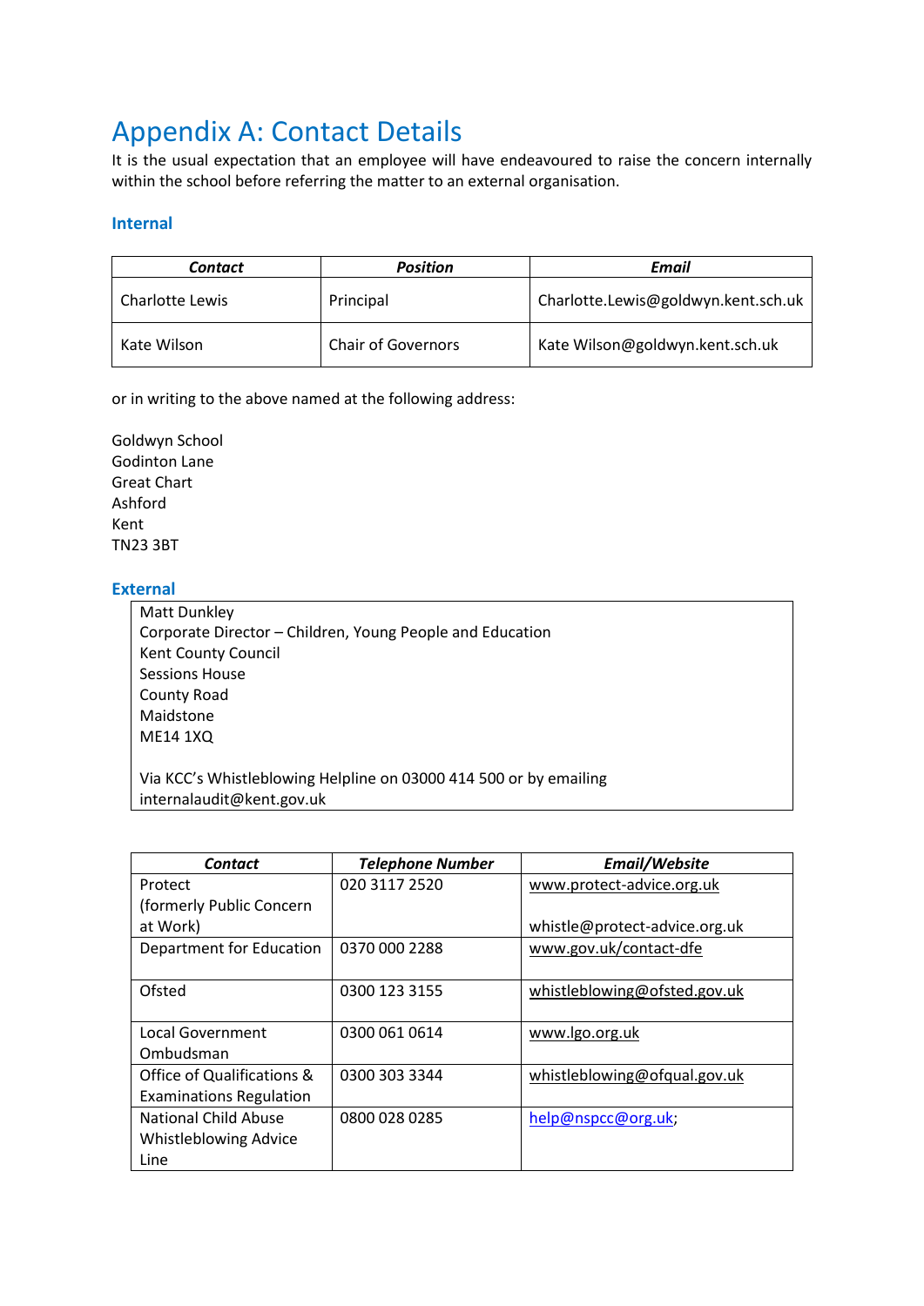# Appendix A: Contact Details

It is the usual expectation that an employee will have endeavoured to raise the concern internally within the school before referring the matter to an external organisation.

### Internal

| ***Contact*** | ***Position*** | ***Email*** |
|---|---|---|
| Charlotte Lewis | Principal | Charlotte.Lewis@goldwyn.kent.sch.uk |
| Kate Wilson | Chair of Governors | Kate Wilson@goldwyn.kent.sch.uk |

or in writing to the above named at the following address:

Goldwyn School
Godinton Lane
Great Chart
Ashford
Kent
TN23 3BT

### External

Matt Dunkley
Corporate Director – Children, Young People and Education
Kent County Council
Sessions House
County Road
Maidstone
ME14 1XQ

Via KCC's Whistleblowing Helpline on 03000 414 500 or by emailing internalaudit@kent.gov.uk

| ***Contact*** | ***Telephone Number*** | ***Email/Website*** |
|---|---|---|
| Protect (formerly Public Concern at Work) | 020 3117 2520 | www.protect-advice.org.uk<br><br>whistle@protect-advice.org.uk |
| Department for Education | 0370 000 2288 | www.gov.uk/contact-dfe |
| Ofsted | 0300 123 3155 | whistleblowing@ofsted.gov.uk |
| Local Government Ombudsman | 0300 061 0614 | www.lgo.org.uk |
| Office of Qualifications & Examinations Regulation | 0300 303 3344 | whistleblowing@ofqual.gov.uk |
| National Child Abuse Whistleblowing Advice Line | 0800 028 0285 | help@nspcc@org.uk; |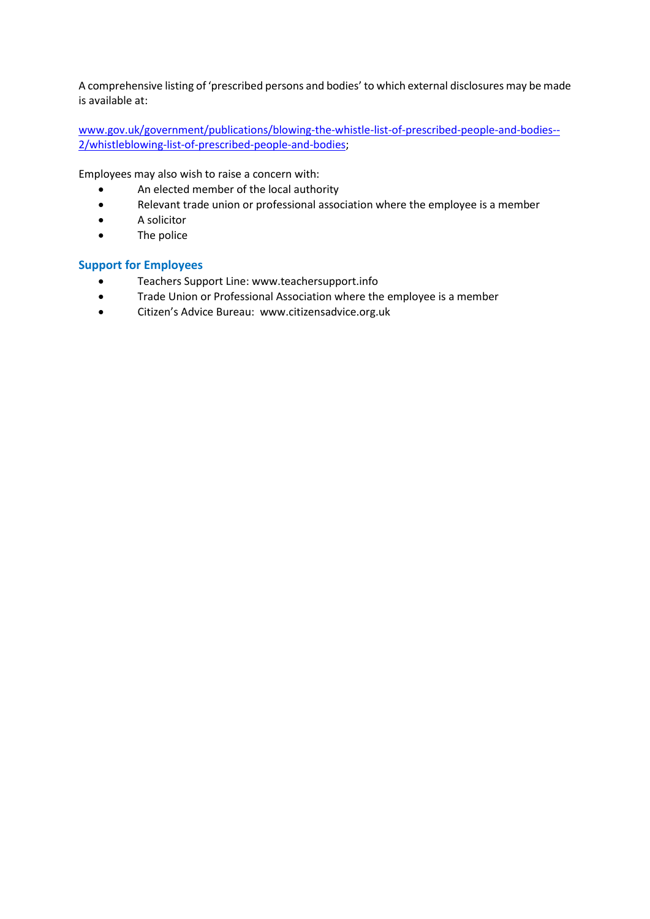A comprehensive listing of 'prescribed persons and bodies' to which external disclosures may be made is available at:

[www.gov.uk/government/publications/blowing-the-whistle-list-of-prescribed-people-and-bodies--2/whistleblowing-list-of-prescribed-people-and-bodies](www.gov.uk/government/publications/blowing-the-whistle-list-of-prescribed-people-and-bodies--2/whistleblowing-list-of-prescribed-people-and-bodies);

Employees may also wish to raise a concern with:

- An elected member of the local authority
- Relevant trade union or professional association where the employee is a member
- A solicitor
- The police

## Support for Employees

- Teachers Support Line: www.teachersupport.info
- Trade Union or Professional Association where the employee is a member
- Citizen's Advice Bureau: www.citizensadvice.org.uk